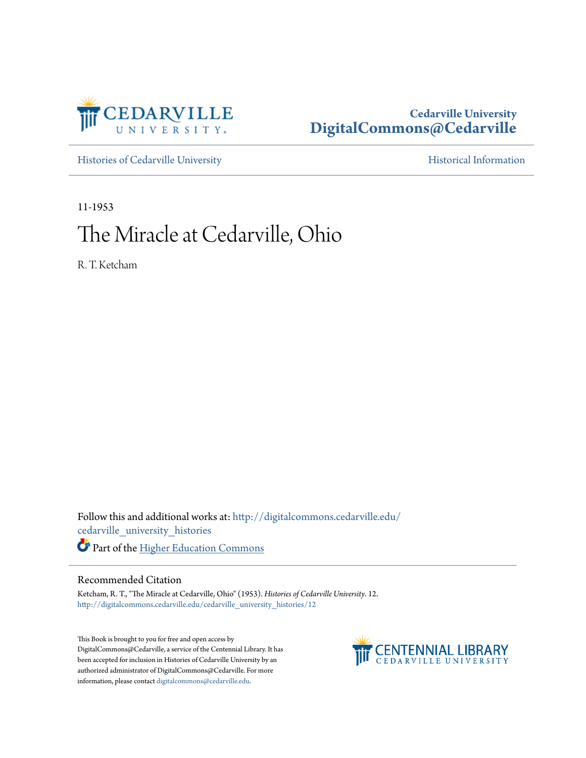Cedarville University
DigitalCommons@Cedarville

Histories of Cedarville University | Historical Information

11-1953

# The Miracle at Cedarville, Ohio

R. T. Ketcham

Follow this and additional works at: http://digitalcommons.cedarville.edu/cedarville_university_histories

Part of the Higher Education Commons

## Recommended Citation

Ketcham, R. T., "The Miracle at Cedarville, Ohio" (1953). *Histories of Cedarville University*. 12.
http://digitalcommons.cedarville.edu/cedarville_university_histories/12

This Book is brought to you for free and open access by DigitalCommons@Cedarville, a service of the Centennial Library. It has been accepted for inclusion in Histories of Cedarville University by an authorized administrator of DigitalCommons@Cedarville. For more information, please contact digitalcommons@cedarville.edu.

CENTENNIAL LIBRARY
CEDARVILLE UNIVERSITY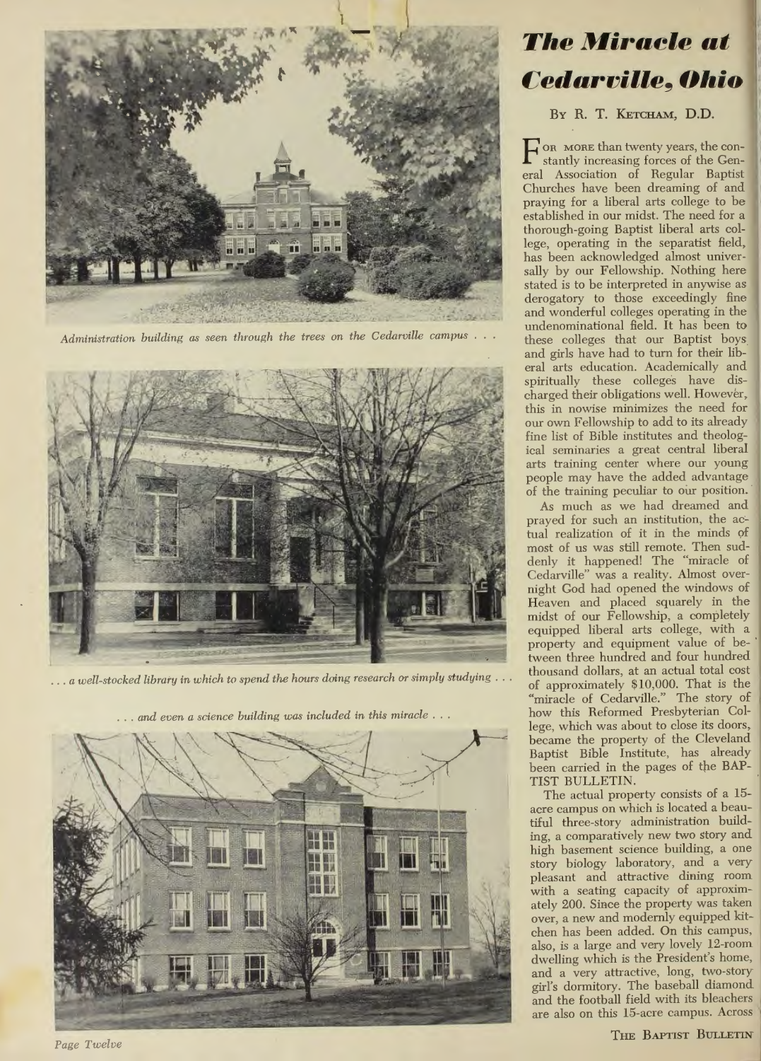# *The Miracle at Cedarville, Ohio*

By R. T. Ketcham, D.D.

*Administration building as seen through the trees on the Cedarville campus . . .*

*. . . a well-stocked library in which to spend the hours doing research or simply studying . . .*

*. . . and even a science building was included in this miracle . . .*

For more than twenty years, the constantly increasing forces of the General Association of Regular Baptist Churches have been dreaming of and praying for a liberal arts college to be established in our midst. The need for a thorough-going Baptist liberal arts college, operating in the separatist field, has been acknowledged almost universally by our Fellowship. Nothing here stated is to be interpreted in anywise as derogatory to those exceedingly fine and wonderful colleges operating in the undenominational field. It has been to these colleges that our Baptist boys and girls have had to turn for their liberal arts education. Academically and spiritually these colleges have discharged their obligations well. However, this in nowise minimizes the need for our own Fellowship to add to its already fine list of Bible institutes and theological seminaries a great central liberal arts training center where our young people may have the added advantage of the training peculiar to our position.

As much as we had dreamed and prayed for such an institution, the actual realization of it in the minds of most of us was still remote. Then suddenly it happened! The "miracle of Cedarville" was a reality. Almost overnight God had opened the windows of Heaven and placed squarely in the midst of our Fellowship, a completely equipped liberal arts college, with a property and equipment value of between three hundred and four hundred thousand dollars, at an actual total cost of approximately $10,000. That is the "miracle of Cedarville." The story of how this Reformed Presbyterian College, which was about to close its doors, became the property of the Cleveland Baptist Bible Institute, has already been carried in the pages of the BAPTIST BULLETIN.

The actual property consists of a 15-acre campus on which is located a beautiful three-story administration building, a comparatively new two story and high basement science building, a one story biology laboratory, and a very pleasant and attractive dining room with a seating capacity of approximately 200. Since the property was taken over, a new and modernly equipped kitchen has been added. On this campus, also, is a large and very lovely 12-room dwelling which is the President's home, and a very attractive, long, two-story girl's dormitory. The baseball diamond and the football field with its bleachers are also on this 15-acre campus. Across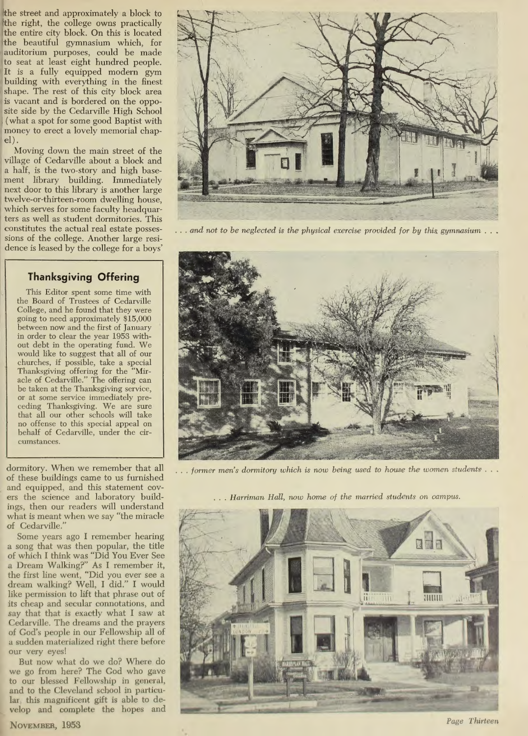the street and approximately a block to the right, the college owns practically the entire city block. On this is located the beautiful gymnasium which, for auditorium purposes, could be made to seat at least eight hundred people. It is a fully equipped modern gym building with everything in the finest shape. The rest of this city block area is vacant and is bordered on the opposite side by the Cedarville High School (what a spot for some good Baptist with money to erect a lovely memorial chapel).

Moving down the main street of the village of Cedarville about a block and a half, is the two-story and high basement library building. Immediately next door to this library is another large twelve-or-thirteen-room dwelling house, which serves for some faculty headquarters as well as student dormitories. This constitutes the actual real estate possessions of the college. Another large residence is leased by the college for a boys' dormitory. When we remember that all of these buildings came to us furnished and equipped, and this statement covers the science and laboratory buildings, then our readers will understand what is meant when we say "the miracle of Cedarville."

Some years ago I remember hearing a song that was then popular, the title of which I think was "Did You Ever See a Dream Walking?" As I remember it, the first line went, "Did you ever see a dream walking? Well, I did." I would like permission to lift that phrase out of its cheap and secular connotations, and say that that is exactly what I saw at Cedarville. The dreams and the prayers of God's people in our Fellowship all of a sudden materialized right there before our very eyes!

But now what do we do? Where do we go from here? The God who gave to our blessed Fellowship in general, and to the Cleveland school in particular, this magnificent gift is able to develop and complete the hopes and

## Thanksgiving Offering

This Editor spent some time with the Board of Trustees of Cedarville College, and he found that they were going to need approximately $15,000 between now and the first of January in order to clear the year 1953 without debt in the operating fund. We would like to suggest that all of our churches, if possible, take a special Thanksgiving offering for the "Miracle of Cedarville." The offering can be taken at the Thanksgiving service, or at some service immediately preceding Thanksgiving. We are sure that all our other schools will take no offense to this special appeal on behalf of Cedarville, under the circumstances.

*. . . and not to be neglected is the physical exercise provided for by this gymnasium . . .*

*. . . former men's dormitory which is now being used to house the women students . . .*

*. . . Harriman Hall, now home of the married students on campus.*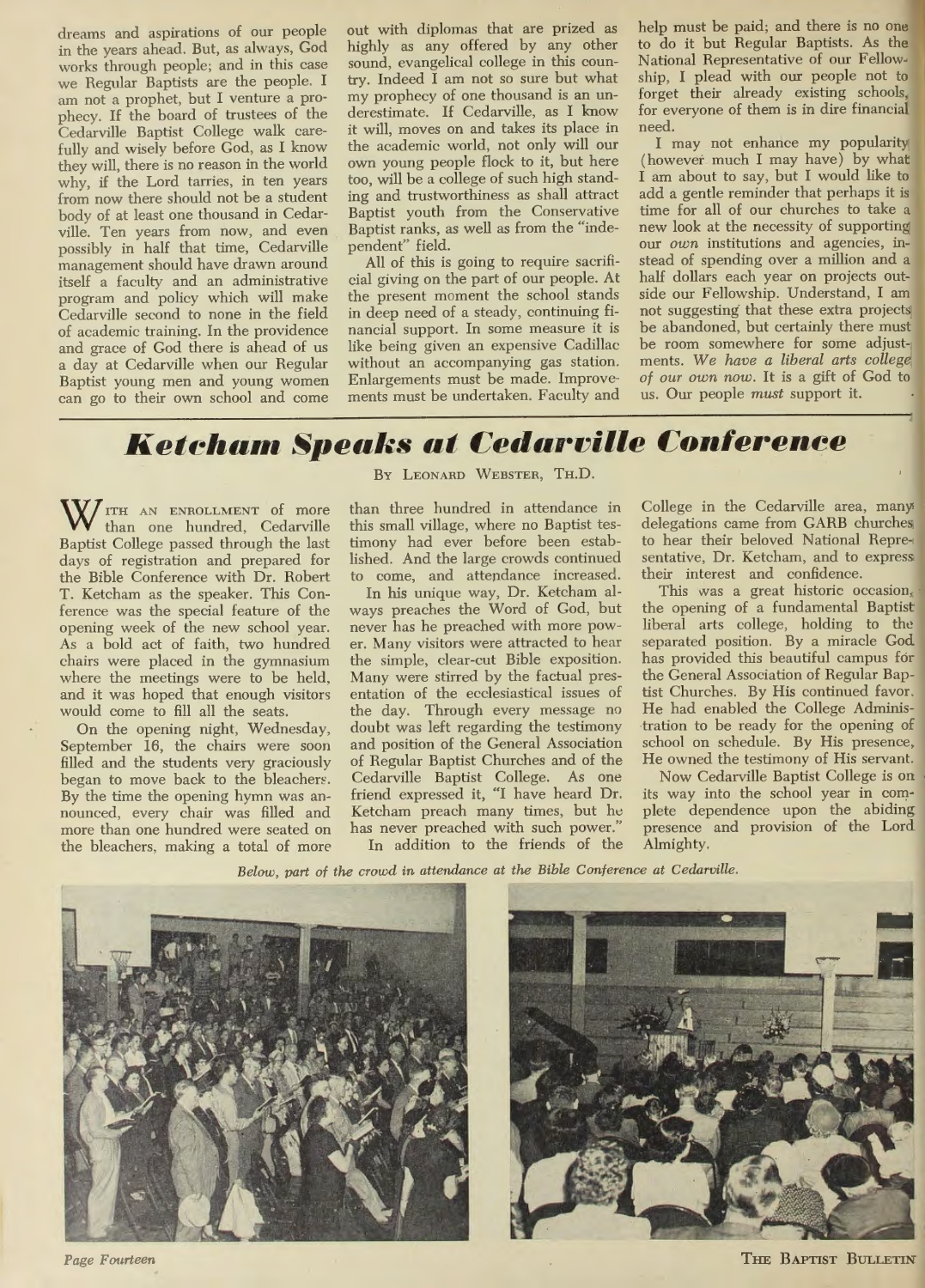dreams and aspirations of our people in the years ahead. But, as always, God works through people; and in this case we Regular Baptists are the people. I am not a prophet, but I venture a prophecy. If the board of trustees of the Cedarville Baptist College walk carefully and wisely before God, as I know they will, there is no reason in the world why, if the Lord tarries, in ten years from now there should not be a student body of at least one thousand in Cedarville. Ten years from now, and even possibly in half that time, Cedarville management should have drawn around itself a faculty and an administrative program and policy which will make Cedarville second to none in the field of academic training. In the providence and grace of God there is ahead of us a day at Cedarville when our Regular Baptist young men and young women can go to their own school and come out with diplomas that are prized as highly as any offered by any other sound, evangelical college in this country. Indeed I am not so sure but what my prophecy of one thousand is an underestimate. If Cedarville, as I know it will, moves on and takes its place in the academic world, not only will our own young people flock to it, but here too, will be a college of such high standing and trustworthiness as shall attract Baptist youth from the Conservative Baptist ranks, as well as from the "independent" field.

All of this is going to require sacrificial giving on the part of our people. At the present moment the school stands in deep need of a steady, continuing financial support. In some measure it is like being given an expensive Cadillac without an accompanying gas station. Enlargements must be made. Improvements must be undertaken. Faculty and help must be paid; and there is no one to do it but Regular Baptists. As the National Representative of our Fellowship, I plead with our people not to forget their already existing schools, for everyone of them is in dire financial need.

I may not enhance my popularity (however much I may have) by what I am about to say, but I would like to add a gentle reminder that perhaps it is time for all of our churches to take a new look at the necessity of supporting our *own* institutions and agencies, instead of spending over a million and a half dollars each year on projects outside our Fellowship. Understand, I am not suggesting that these extra projects be abandoned, but certainly there must be room somewhere for some adjustments. *We have a liberal arts college of our own now.* It is a gift of God to us. Our people *must* support it.

# Ketcham Speaks at Cedarville Conference

By Leonard Webster, Th.D.

With an enrollment of more than one hundred, Cedarville Baptist College passed through the last days of registration and prepared for the Bible Conference with Dr. Robert T. Ketcham as the speaker. This Conference was the special feature of the opening week of the new school year. As a bold act of faith, two hundred chairs were placed in the gymnasium where the meetings were to be held, and it was hoped that enough visitors would come to fill all the seats.

On the opening night, Wednesday, September 16, the chairs were soon filled and the students very graciously began to move back to the bleachers. By the time the opening hymn was announced, every chair was filled and more than one hundred were seated on the bleachers, making a total of more than three hundred in attendance in this small village, where no Baptist testimony had ever before been established. And the large crowds continued to come, and attendance increased.

In his unique way, Dr. Ketcham always preaches the Word of God, but never has he preached with more power. Many visitors were attracted to hear the simple, clear-cut Bible exposition. Many were stirred by the factual presentation of the ecclesiastical issues of the day. Through every message no doubt was left regarding the testimony and position of the General Association of Regular Baptist Churches and of the Cedarville Baptist College. As one friend expressed it, "I have heard Dr. Ketcham preach many times, but he has never preached with such power."

In addition to the friends of the College in the Cedarville area, many delegations came from GARB churches to hear their beloved National Representative, Dr. Ketcham, and to express their interest and confidence.

This was a great historic occasion, the opening of a fundamental Baptist liberal arts college, holding to the separated position. By a miracle God has provided this beautiful campus for the General Association of Regular Baptist Churches. By His continued favor, He had enabled the College Administration to be ready for the opening of school on schedule. By His presence, He owned the testimony of His servant.

Now Cedarville Baptist College is on its way into the school year in complete dependence upon the abiding presence and provision of the Lord Almighty.

*Below, part of the crowd in attendance at the Bible Conference at Cedarville.*